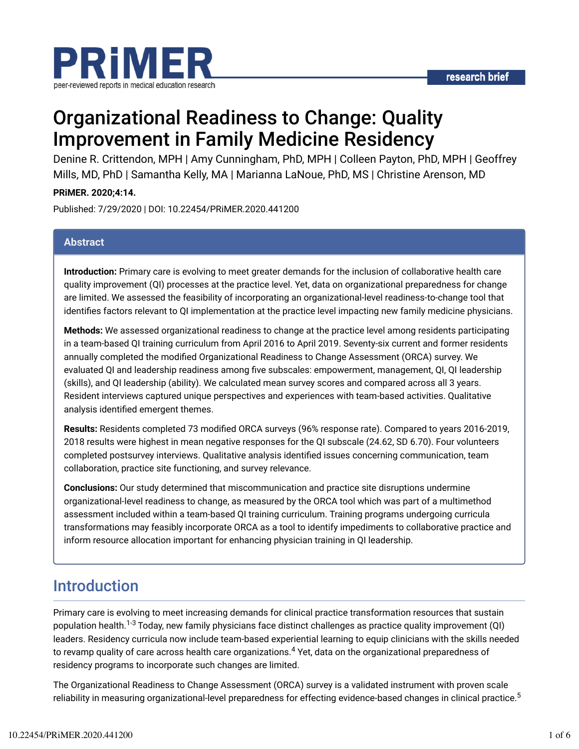PRiMER

peer-reviewed reports in medical education research

research brief

# Organizational Readiness to Change: Quality Improvement in Family Medicine Residency

Denine R. Crittendon, MPH | Amy Cunningham, PhD, MPH | Colleen Payton, PhD, MPH | Geoffrey Mills, MD, PhD | Samantha Kelly, MA | Marianna LaNoue, PhD, MS | Christine Arenson, MD

**PRiMER. 2020;4:14.**

Published: 7/29/2020 | DOI: 10.22454/PRiMER.2020.441200

## Abstract

**Introduction:** Primary care is evolving to meet greater demands for the inclusion of collaborative health care quality improvement (QI) processes at the practice level. Yet, data on organizational preparedness for change are limited. We assessed the feasibility of incorporating an organizational-level readiness-to-change tool that identifies factors relevant to QI implementation at the practice level impacting new family medicine physicians.

**Methods:** We assessed organizational readiness to change at the practice level among residents participating in a team-based QI training curriculum from April 2016 to April 2019. Seventy-six current and former residents annually completed the modified Organizational Readiness to Change Assessment (ORCA) survey. We evaluated QI and leadership readiness among five subscales: empowerment, management, QI, QI leadership (skills), and QI leadership (ability). We calculated mean survey scores and compared across all 3 years. Resident interviews captured unique perspectives and experiences with team-based activities. Qualitative analysis identified emergent themes.

**Results:** Residents completed 73 modified ORCA surveys (96% response rate). Compared to years 2016-2019, 2018 results were highest in mean negative responses for the QI subscale (24.62, SD 6.70). Four volunteers completed postsurvey interviews. Qualitative analysis identified issues concerning communication, team collaboration, practice site functioning, and survey relevance.

**Conclusions:** Our study determined that miscommunication and practice site disruptions undermine organizational-level readiness to change, as measured by the ORCA tool which was part of a multimethod assessment included within a team-based QI training curriculum. Training programs undergoing curricula transformations may feasibly incorporate ORCA as a tool to identify impediments to collaborative practice and inform resource allocation important for enhancing physician training in QI leadership.

## Introduction

Primary care is evolving to meet increasing demands for clinical practice transformation resources that sustain population health.[1-3] Today, new family physicians face distinct challenges as practice quality improvement (QI) leaders. Residency curricula now include team-based experiential learning to equip clinicians with the skills needed to revamp quality of care across health care organizations.[4] Yet, data on the organizational preparedness of residency programs to incorporate such changes are limited.

The Organizational Readiness to Change Assessment (ORCA) survey is a validated instrument with proven scale reliability in measuring organizational-level preparedness for effecting evidence-based changes in clinical practice.[5]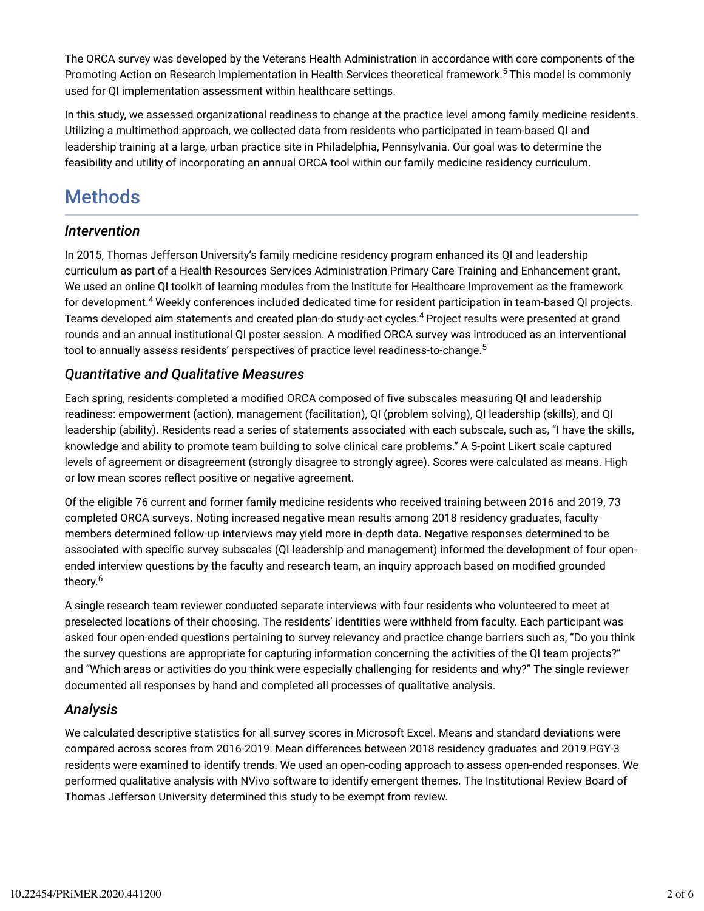The ORCA survey was developed by the Veterans Health Administration in accordance with core components of the Promoting Action on Research Implementation in Health Services theoretical framework.[5] This model is commonly used for QI implementation assessment within healthcare settings.

In this study, we assessed organizational readiness to change at the practice level among family medicine residents. Utilizing a multimethod approach, we collected data from residents who participated in team-based QI and leadership training at a large, urban practice site in Philadelphia, Pennsylvania. Our goal was to determine the feasibility and utility of incorporating an annual ORCA tool within our family medicine residency curriculum.

## Methods

### *Intervention*

In 2015, Thomas Jefferson University's family medicine residency program enhanced its QI and leadership curriculum as part of a Health Resources Services Administration Primary Care Training and Enhancement grant. We used an online QI toolkit of learning modules from the Institute for Healthcare Improvement as the framework for development.[4] Weekly conferences included dedicated time for resident participation in team-based QI projects. Teams developed aim statements and created plan-do-study-act cycles.[4] Project results were presented at grand rounds and an annual institutional QI poster session. A modified ORCA survey was introduced as an interventional tool to annually assess residents' perspectives of practice level readiness-to-change.[5]

### *Quantitative and Qualitative Measures*

Each spring, residents completed a modified ORCA composed of five subscales measuring QI and leadership readiness: empowerment (action), management (facilitation), QI (problem solving), QI leadership (skills), and QI leadership (ability). Residents read a series of statements associated with each subscale, such as, "I have the skills, knowledge and ability to promote team building to solve clinical care problems." A 5-point Likert scale captured levels of agreement or disagreement (strongly disagree to strongly agree). Scores were calculated as means. High or low mean scores reflect positive or negative agreement.

Of the eligible 76 current and former family medicine residents who received training between 2016 and 2019, 73 completed ORCA surveys. Noting increased negative mean results among 2018 residency graduates, faculty members determined follow-up interviews may yield more in-depth data. Negative responses determined to be associated with specific survey subscales (QI leadership and management) informed the development of four open-ended interview questions by the faculty and research team, an inquiry approach based on modified grounded theory.[6]

A single research team reviewer conducted separate interviews with four residents who volunteered to meet at preselected locations of their choosing. The residents' identities were withheld from faculty. Each participant was asked four open-ended questions pertaining to survey relevancy and practice change barriers such as, "Do you think the survey questions are appropriate for capturing information concerning the activities of the QI team projects?" and "Which areas or activities do you think were especially challenging for residents and why?" The single reviewer documented all responses by hand and completed all processes of qualitative analysis.

### *Analysis*

We calculated descriptive statistics for all survey scores in Microsoft Excel. Means and standard deviations were compared across scores from 2016-2019. Mean differences between 2018 residency graduates and 2019 PGY-3 residents were examined to identify trends. We used an open-coding approach to assess open-ended responses. We performed qualitative analysis with NVivo software to identify emergent themes. The Institutional Review Board of Thomas Jefferson University determined this study to be exempt from review.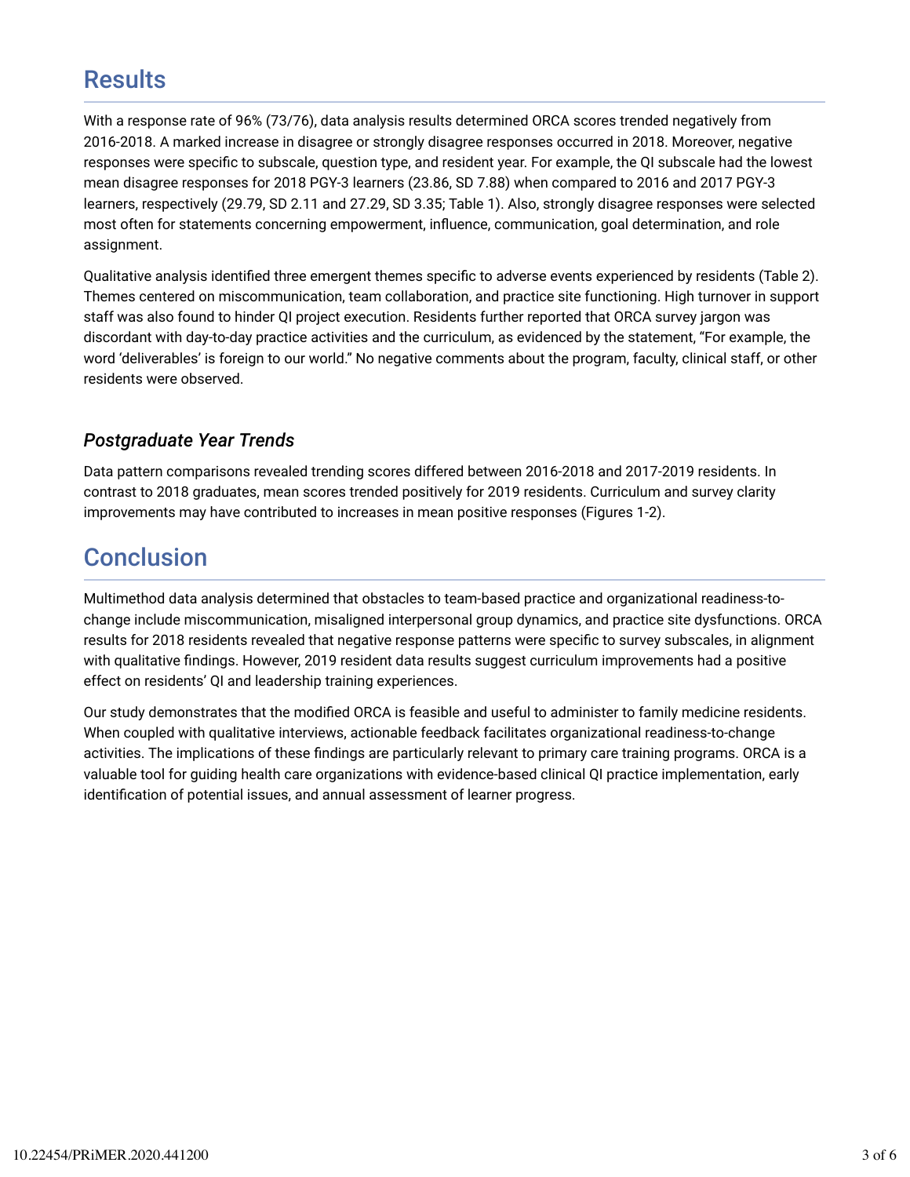## Results

With a response rate of 96% (73/76), data analysis results determined ORCA scores trended negatively from 2016-2018. A marked increase in disagree or strongly disagree responses occurred in 2018. Moreover, negative responses were specific to subscale, question type, and resident year. For example, the QI subscale had the lowest mean disagree responses for 2018 PGY-3 learners (23.86, SD 7.88) when compared to 2016 and 2017 PGY-3 learners, respectively (29.79, SD 2.11 and 27.29, SD 3.35; Table 1). Also, strongly disagree responses were selected most often for statements concerning empowerment, influence, communication, goal determination, and role assignment.

Qualitative analysis identified three emergent themes specific to adverse events experienced by residents (Table 2). Themes centered on miscommunication, team collaboration, and practice site functioning. High turnover in support staff was also found to hinder QI project execution. Residents further reported that ORCA survey jargon was discordant with day-to-day practice activities and the curriculum, as evidenced by the statement, "For example, the word 'deliverables' is foreign to our world." No negative comments about the program, faculty, clinical staff, or other residents were observed.

### *Postgraduate Year Trends*

Data pattern comparisons revealed trending scores differed between 2016-2018 and 2017-2019 residents. In contrast to 2018 graduates, mean scores trended positively for 2019 residents. Curriculum and survey clarity improvements may have contributed to increases in mean positive responses (Figures 1-2).

## Conclusion

Multimethod data analysis determined that obstacles to team-based practice and organizational readiness-to-change include miscommunication, misaligned interpersonal group dynamics, and practice site dysfunctions. ORCA results for 2018 residents revealed that negative response patterns were specific to survey subscales, in alignment with qualitative findings. However, 2019 resident data results suggest curriculum improvements had a positive effect on residents' QI and leadership training experiences.

Our study demonstrates that the modified ORCA is feasible and useful to administer to family medicine residents. When coupled with qualitative interviews, actionable feedback facilitates organizational readiness-to-change activities. The implications of these findings are particularly relevant to primary care training programs. ORCA is a valuable tool for guiding health care organizations with evidence-based clinical QI practice implementation, early identification of potential issues, and annual assessment of learner progress.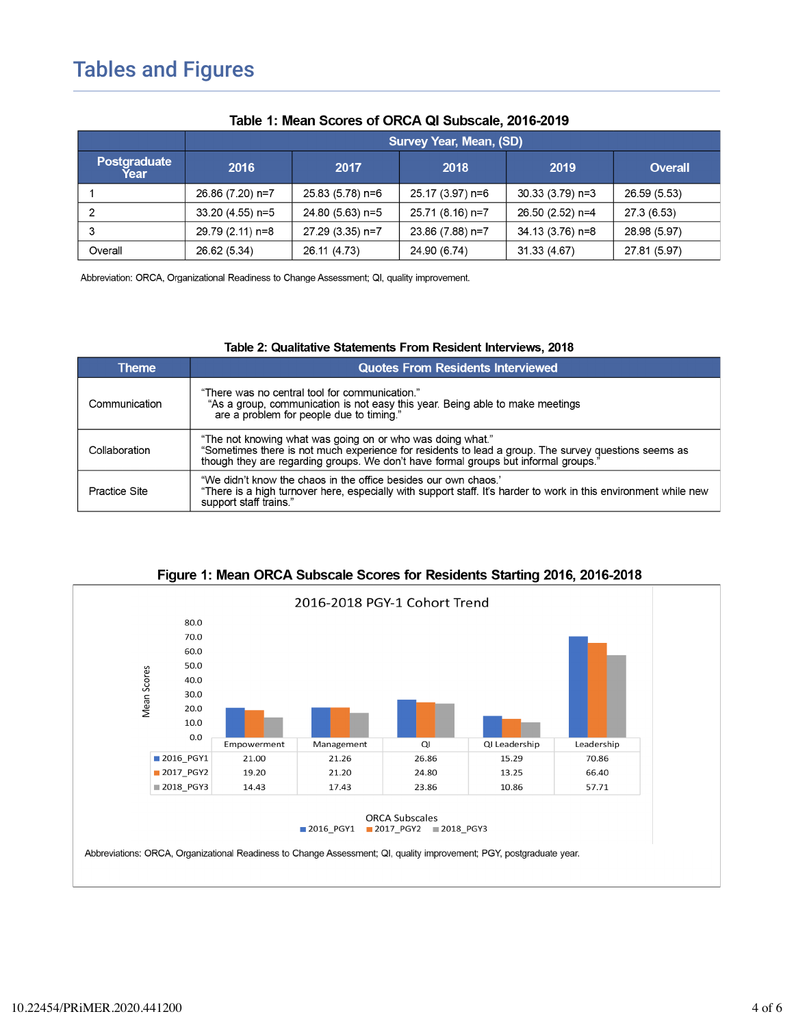## Tables and Figures

**Table 1: Mean Scores of ORCA QI Subscale, 2016-2019**

| Postgraduate Year | Survey Year, Mean, (SD) | | | | |
|---|---|---|---|---|---|
| | 2016 | 2017 | 2018 | 2019 | Overall |
| 1 | 26.86 (7.20) n=7 | 25.83 (5.78) n=6 | 25.17 (3.97) n=6 | 30.33 (3.79) n=3 | 26.59 (5.53) |
| 2 | 33.20 (4.55) n=5 | 24.80 (5.63) n=5 | 25.71 (8.16) n=7 | 26.50 (2.52) n=4 | 27.3 (6.53) |
| 3 | 29.79 (2.11) n=8 | 27.29 (3.35) n=7 | 23.86 (7.88) n=7 | 34.13 (3.76) n=8 | 28.98 (5.97) |
| Overall | 26.62 (5.34) | 26.11 (4.73) | 24.90 (6.74) | 31.33 (4.67) | 27.81 (5.97) |

Abbreviation: ORCA, Organizational Readiness to Change Assessment; QI, quality improvement.

**Table 2: Qualitative Statements From Resident Interviews, 2018**

| Theme | Quotes From Residents Interviewed |
|---|---|
| Communication | "There was no central tool for communication." "As a group, communication is not easy this year. Being able to make meetings are a problem for people due to timing." |
| Collaboration | "The not knowing what was going on or who was doing what." "Sometimes there is not much experience for residents to lead a group. The survey questions seems as though they are regarding groups. We don't have formal groups but informal groups." |
| Practice Site | "We didn't know the chaos in the office besides our own chaos.' "There is a high turnover here, especially with support staff. It's harder to work in this environment while new support staff trains." |

**Figure 1: Mean ORCA Subscale Scores for Residents Starting 2016, 2016-2018**

2016-2018 PGY-1 Cohort Trend

| | Empowerment | Management | QI | QI Leadership | Leadership |
|---|---|---|---|---|---|
| 2016_PGY1 | 21.00 | 21.26 | 26.86 | 15.29 | 70.86 |
| 2017_PGY2 | 19.20 | 21.20 | 24.80 | 13.25 | 66.40 |
| 2018_PGY3 | 14.43 | 17.43 | 23.86 | 10.86 | 57.71 |

Abbreviations: ORCA, Organizational Readiness to Change Assessment; QI, quality improvement; PGY, postgraduate year.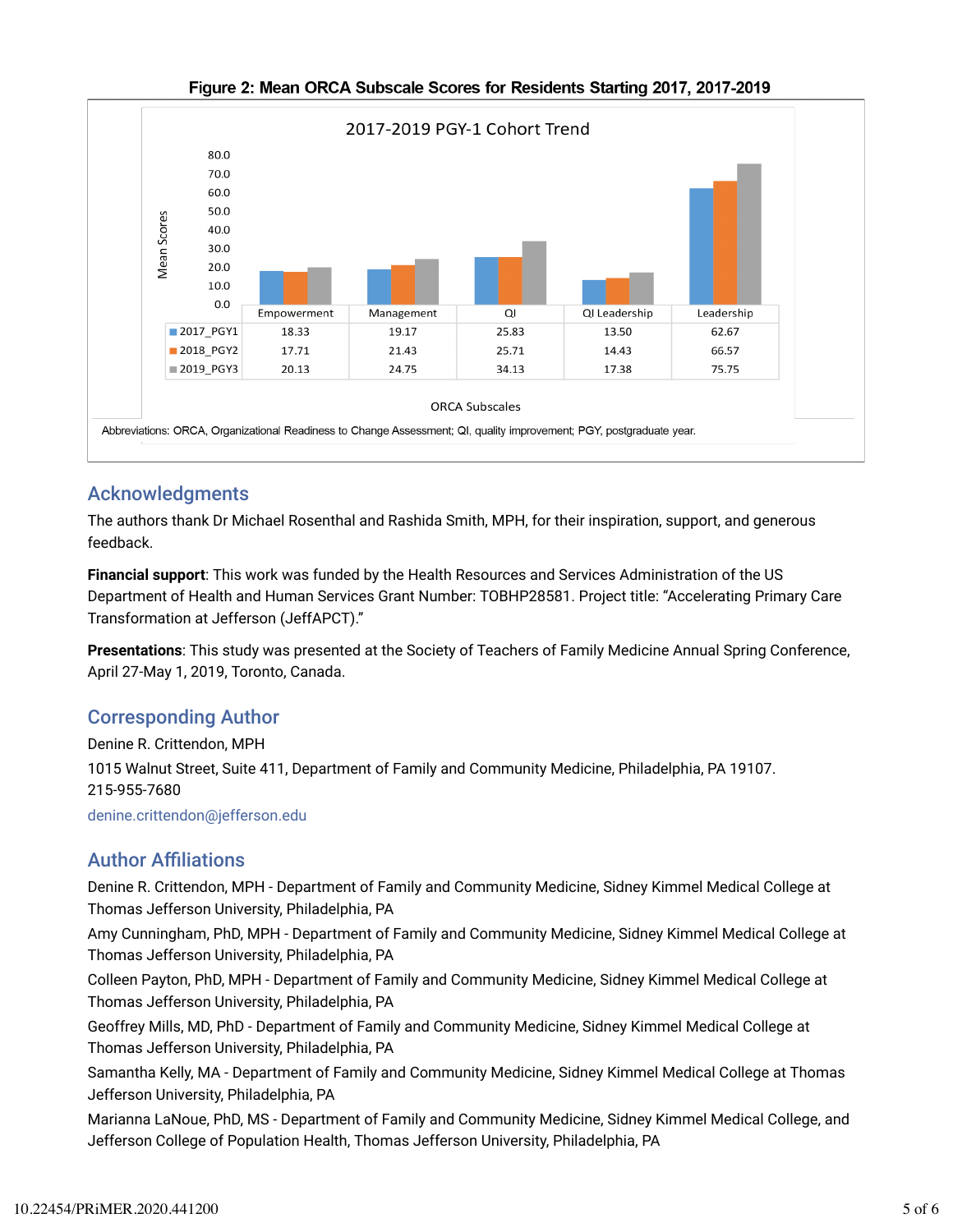**Figure 2: Mean ORCA Subscale Scores for Residents Starting 2017, 2017-2019**

2017-2019 PGY-1 Cohort Trend

Mean Scores

80.0
70.0
60.0
50.0
40.0
30.0
20.0
10.0
0.0

Empowerment Management QI QI Leadership Leadership

2017_PGY1 18.33 19.17 25.83 13.50 62.67

2018_PGY2 17.71 21.43 25.71 14.43 66.57

2019_PGY3 20.13 24.75 34.13 17.38 75.75

ORCA Subscales

Abbreviations: ORCA, Organizational Readiness to Change Assessment; QI, quality improvement; PGY, postgraduate year.

## Acknowledgments

The authors thank Dr Michael Rosenthal and Rashida Smith, MPH, for their inspiration, support, and generous feedback.

**Financial support**: This work was funded by the Health Resources and Services Administration of the US Department of Health and Human Services Grant Number: TOBHP28581. Project title: "Accelerating Primary Care Transformation at Jefferson (JeffAPCT)."

**Presentations**: This study was presented at the Society of Teachers of Family Medicine Annual Spring Conference, April 27-May 1, 2019, Toronto, Canada.

## Corresponding Author

Denine R. Crittendon, MPH

1015 Walnut Street, Suite 411, Department of Family and Community Medicine, Philadelphia, PA 19107. 215-955-7680

denine.crittendon@jefferson.edu

## Author Affiliations

Denine R. Crittendon, MPH - Department of Family and Community Medicine, Sidney Kimmel Medical College at Thomas Jefferson University, Philadelphia, PA

Amy Cunningham, PhD, MPH - Department of Family and Community Medicine, Sidney Kimmel Medical College at Thomas Jefferson University, Philadelphia, PA

Colleen Payton, PhD, MPH - Department of Family and Community Medicine, Sidney Kimmel Medical College at Thomas Jefferson University, Philadelphia, PA

Geoffrey Mills, MD, PhD - Department of Family and Community Medicine, Sidney Kimmel Medical College at Thomas Jefferson University, Philadelphia, PA

Samantha Kelly, MA - Department of Family and Community Medicine, Sidney Kimmel Medical College at Thomas Jefferson University, Philadelphia, PA

Marianna LaNoue, PhD, MS - Department of Family and Community Medicine, Sidney Kimmel Medical College, and Jefferson College of Population Health, Thomas Jefferson University, Philadelphia, PA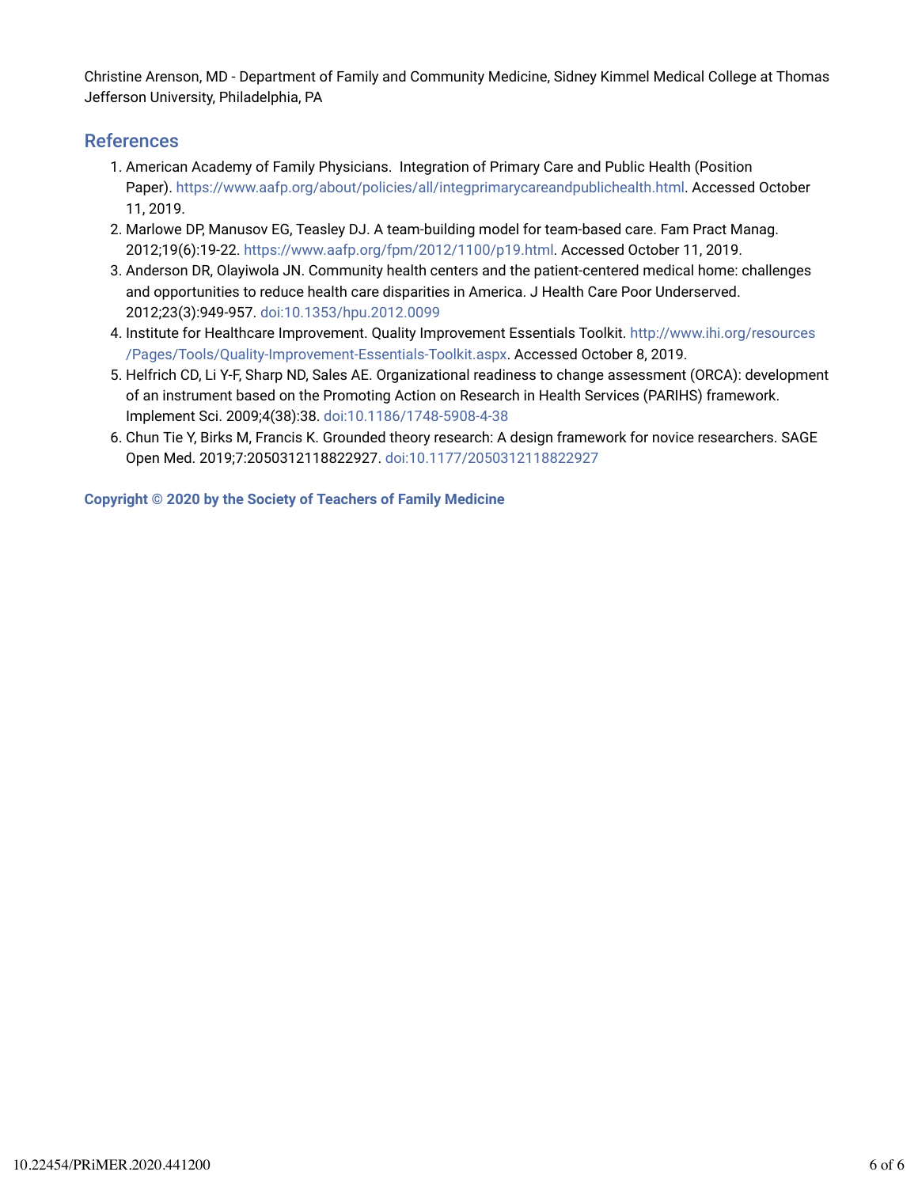Christine Arenson, MD - Department of Family and Community Medicine, Sidney Kimmel Medical College at Thomas Jefferson University, Philadelphia, PA

## References

1. American Academy of Family Physicians. Integration of Primary Care and Public Health (Position Paper). https://www.aafp.org/about/policies/all/integprimarycareandpublichealth.html. Accessed October 11, 2019.
2. Marlowe DP, Manusov EG, Teasley DJ. A team-building model for team-based care. Fam Pract Manag. 2012;19(6):19-22. https://www.aafp.org/fpm/2012/1100/p19.html. Accessed October 11, 2019.
3. Anderson DR, Olayiwola JN. Community health centers and the patient-centered medical home: challenges and opportunities to reduce health care disparities in America. J Health Care Poor Underserved. 2012;23(3):949-957. doi:10.1353/hpu.2012.0099
4. Institute for Healthcare Improvement. Quality Improvement Essentials Toolkit. http://www.ihi.org/resources/Pages/Tools/Quality-Improvement-Essentials-Toolkit.aspx. Accessed October 8, 2019.
5. Helfrich CD, Li Y-F, Sharp ND, Sales AE. Organizational readiness to change assessment (ORCA): development of an instrument based on the Promoting Action on Research in Health Services (PARIHS) framework. Implement Sci. 2009;4(38):38. doi:10.1186/1748-5908-4-38
6. Chun Tie Y, Birks M, Francis K. Grounded theory research: A design framework for novice researchers. SAGE Open Med. 2019;7:2050312118822927. doi:10.1177/2050312118822927

**Copyright © 2020 by the Society of Teachers of Family Medicine**